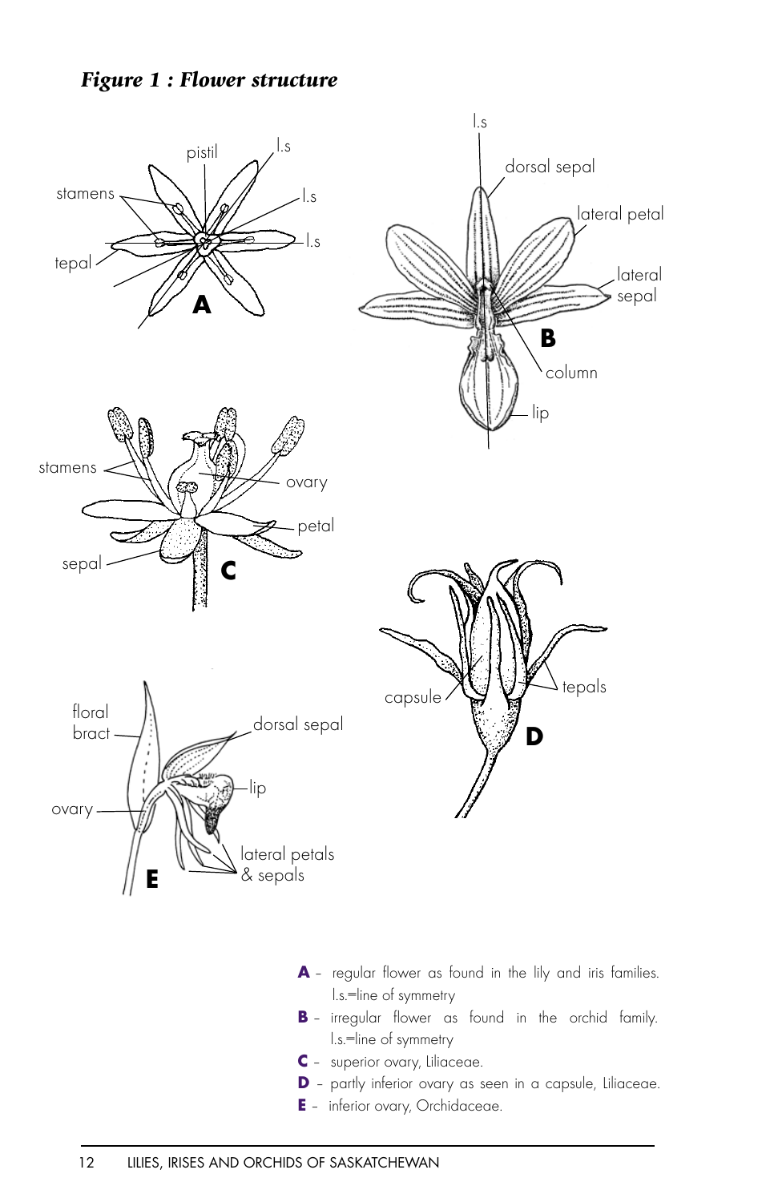## *Figure 1 : Flower structure*

**A** – regular flower as found in the lily and iris families. l.s.=line of symmetry

**B** – irregular flower as found in the orchid family. l.s.=line of symmetry

**C** – superior ovary, Liliaceae.

**D** – partly inferior ovary as seen in a capsule, Liliaceae.

**E** – inferior ovary, Orchidaceae.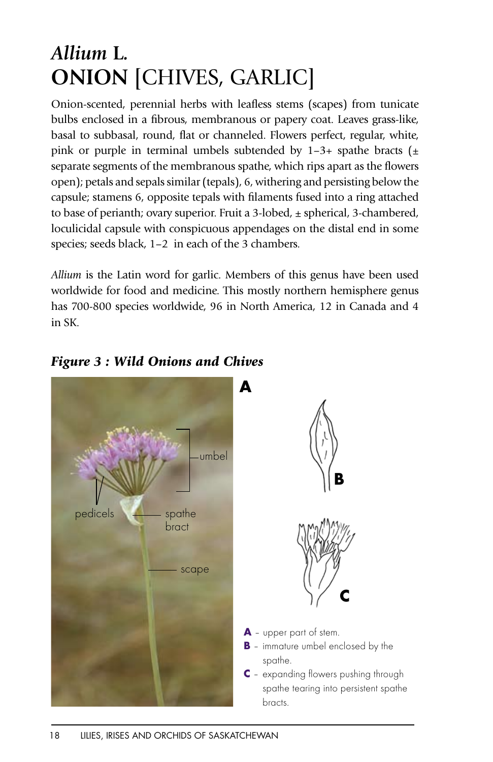# *Allium* L.
# ONION [CHIVES, GARLIC]

Onion-scented, perennial herbs with leafless stems (scapes) from tunicate bulbs enclosed in a fibrous, membranous or papery coat. Leaves grass-like, basal to subbasal, round, flat or channeled. Flowers perfect, regular, white, pink or purple in terminal umbels subtended by 1–3+ spathe bracts (± separate segments of the membranous spathe, which rips apart as the flowers open); petals and sepals similar (tepals), 6, withering and persisting below the capsule; stamens 6, opposite tepals with filaments fused into a ring attached to base of perianth; ovary superior. Fruit a 3-lobed, ± spherical, 3-chambered, loculicidal capsule with conspicuous appendages on the distal end in some species; seeds black, 1–2 in each of the 3 chambers.

*Allium* is the Latin word for garlic. Members of this genus have been used worldwide for food and medicine. This mostly northern hemisphere genus has 700-800 species worldwide, 96 in North America, 12 in Canada and 4 in SK.

### *Figure 3 : Wild Onions and Chives*

**A** – upper part of stem.

**B** – immature umbel enclosed by the spathe.

**C** – expanding flowers pushing through spathe tearing into persistent spathe bracts.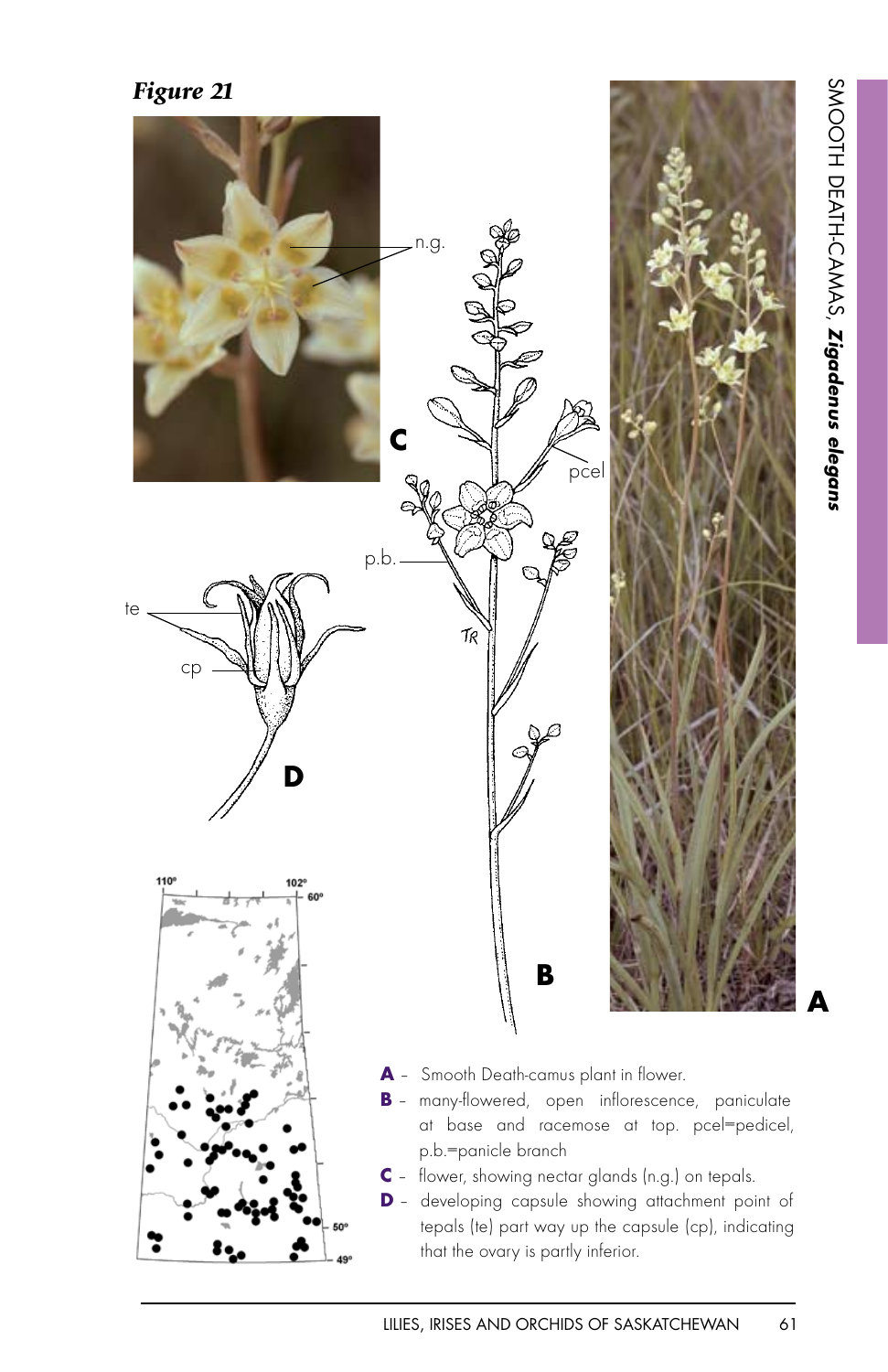# Figure 21

SMOOTH DEATH-CAMAS, ***Zigadenus elegans***

**A** – Smooth Death-camus plant in flower.

**B** – many-flowered, open inflorescence, paniculate at base and racemose at top. pcel=pedicel, p.b.=panicle branch

**C** – flower, showing nectar glands (n.g.) on tepals.

**D** – developing capsule showing attachment point of tepals (te) part way up the capsule (cp), indicating that the ovary is partly inferior.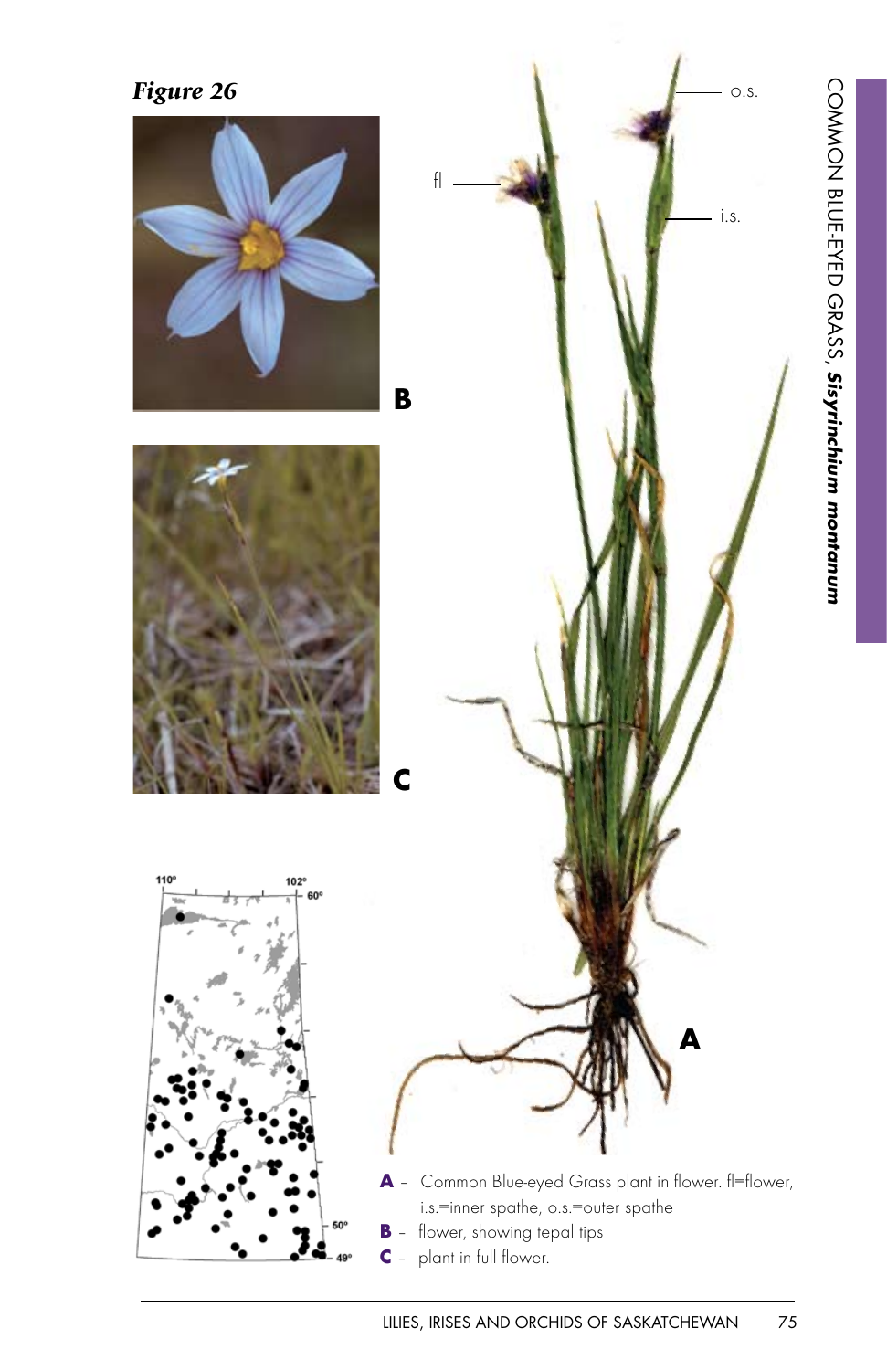## Figure 26

**A** – Common Blue-eyed Grass plant in flower. fl=flower, i.s.=inner spathe, o.s.=outer spathe

**B** – flower, showing tepal tips

**C** – plant in full flower.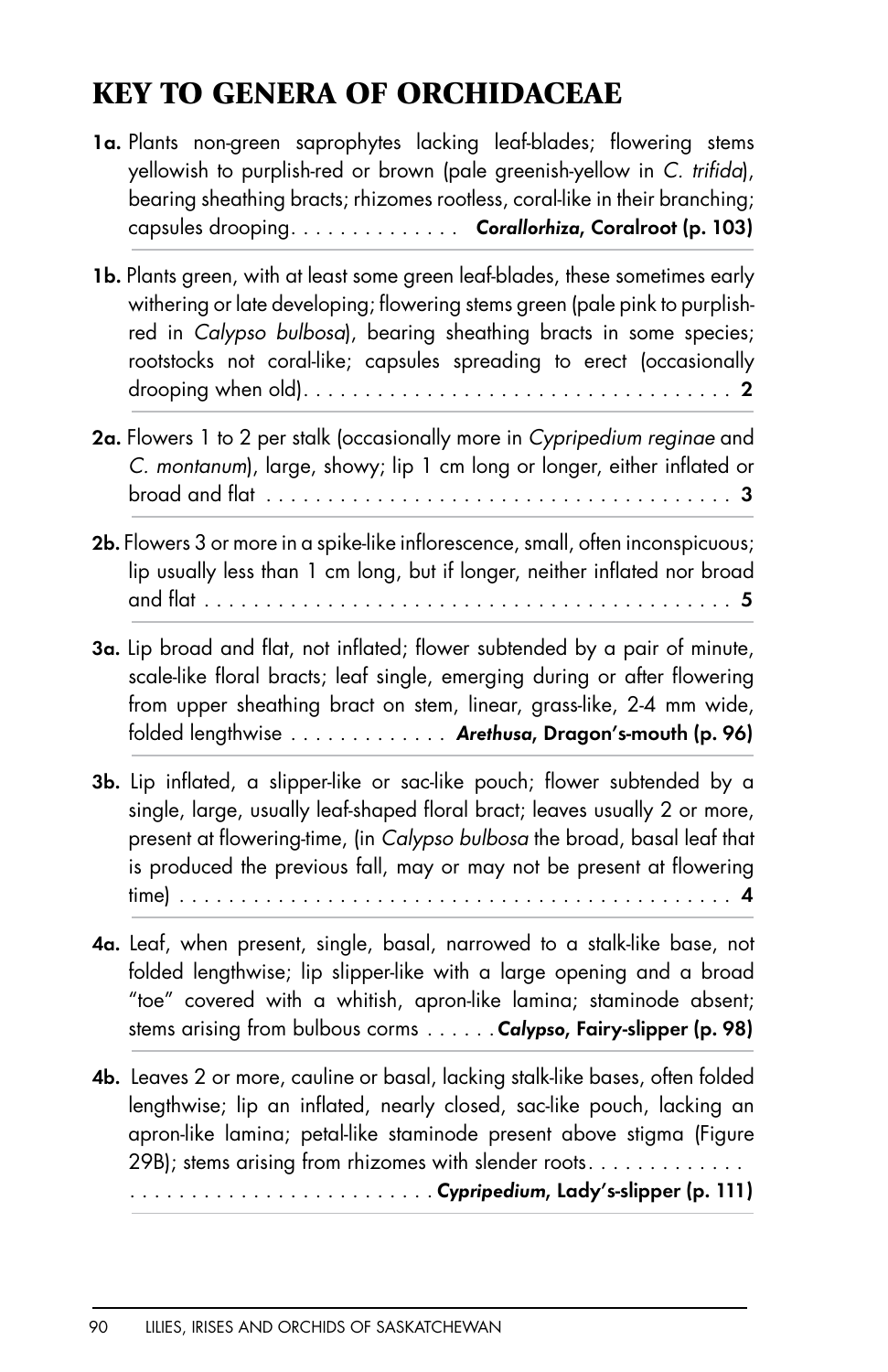# KEY TO GENERA OF ORCHIDACEAE

**1a.** Plants non-green saprophytes lacking leaf-blades; flowering stems yellowish to purplish-red or brown (pale greenish-yellow in *C. trifida*), bearing sheathing bracts; rhizomes rootless, coral-like in their branching; capsules drooping. . . . . . . . . . . . . ***Corallorhiza*, Coralroot (p. 103)**

**1b.** Plants green, with at least some green leaf-blades, these sometimes early withering or late developing; flowering stems green (pale pink to purplish-red in *Calypso bulbosa*), bearing sheathing bracts in some species; rootstocks not coral-like; capsules spreading to erect (occasionally drooping when old). . . . . . . . . . . . . . . . . . . . . . . . . . . . . . . . . . **2**

**2a.** Flowers 1 to 2 per stalk (occasionally more in *Cypripedium reginae* and *C. montanum*), large, showy; lip 1 cm long or longer, either inflated or broad and flat . . . . . . . . . . . . . . . . . . . . . . . . . . . . . . . . . . . . . . **3**

**2b.** Flowers 3 or more in a spike-like inflorescence, small, often inconspicuous; lip usually less than 1 cm long, but if longer, neither inflated nor broad and flat . . . . . . . . . . . . . . . . . . . . . . . . . . . . . . . . . . . . . . . . . . **5**

**3a.** Lip broad and flat, not inflated; flower subtended by a pair of minute, scale-like floral bracts; leaf single, emerging during or after flowering from upper sheathing bract on stem, linear, grass-like, 2-4 mm wide, folded lengthwise . . . . . . . . . . . . ***Arethusa*, Dragon's-mouth (p. 96)**

**3b.** Lip inflated, a slipper-like or sac-like pouch; flower subtended by a single, large, usually leaf-shaped floral bract; leaves usually 2 or more, present at flowering-time, (in *Calypso bulbosa* the broad, basal leaf that is produced the previous fall, may or may not be present at flowering time) . . . . . . . . . . . . . . . . . . . . . . . . . . . . . . . . . . . . . . . . . . . . . **4**

**4a.** Leaf, when present, single, basal, narrowed to a stalk-like base, not folded lengthwise; lip slipper-like with a large opening and a broad "toe" covered with a whitish, apron-like lamina; staminode absent; stems arising from bulbous corms . . . . . . ***Calypso*, Fairy-slipper (p. 98)**

**4b.** Leaves 2 or more, cauline or basal, lacking stalk-like bases, often folded lengthwise; lip an inflated, nearly closed, sac-like pouch, lacking an apron-like lamina; petal-like staminode present above stigma (Figure 29B); stems arising from rhizomes with slender roots. . . . . . . . . . . . . . . . . . . . . . . . . . . . . . . . . . . . . ***Cypripedium*, Lady's-slipper (p. 111)**